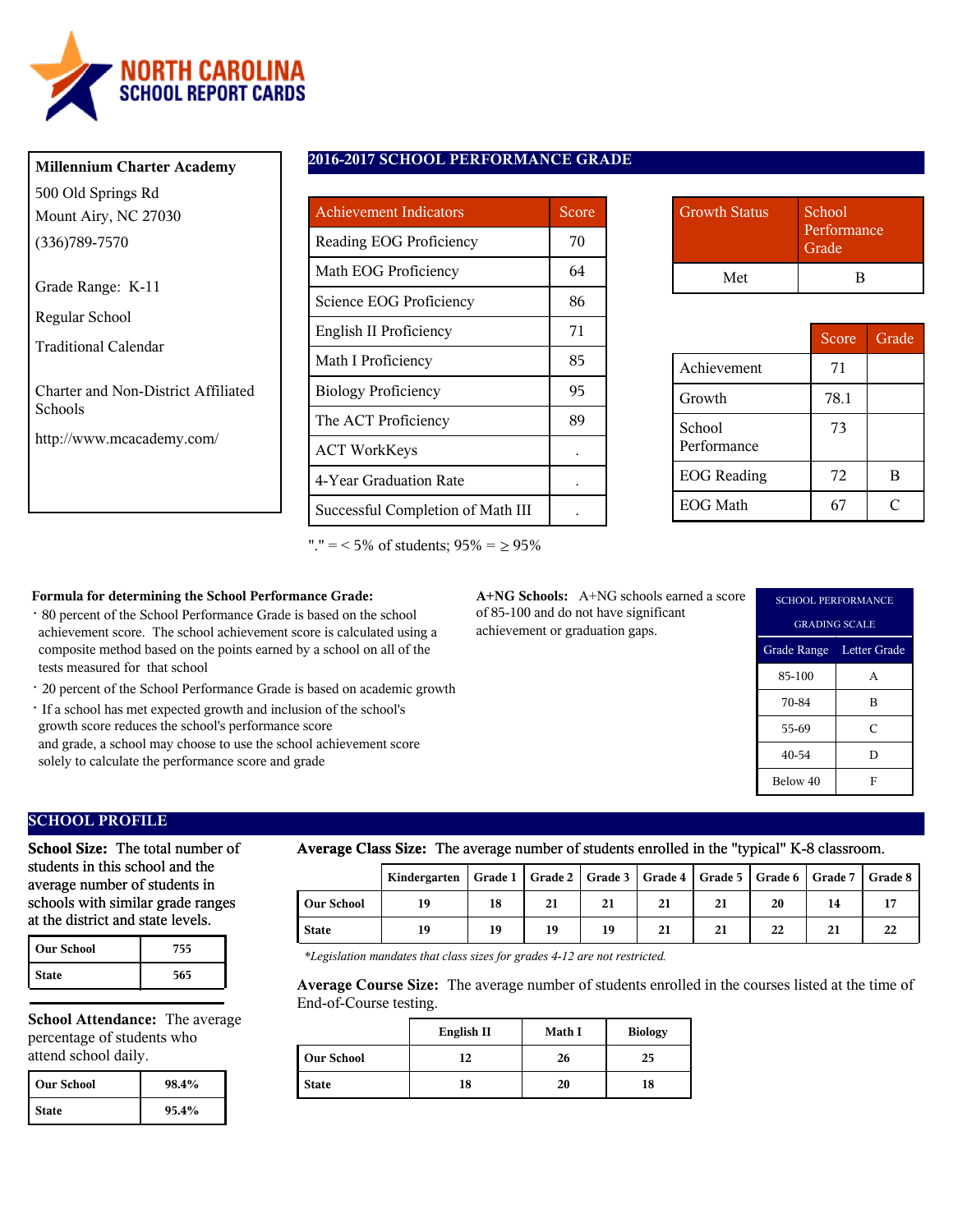# NORTH CAROLINA SCHOOL REPORT CARDS

**Millennium Charter Academy**

500 Old Springs Rd
Mount Airy, NC 27030
(336)789-7570

Grade Range: K-11

Regular School

Traditional Calendar

Charter and Non-District Affiliated Schools

http://www.mcacademy.com/

## 2016-2017 SCHOOL PERFORMANCE GRADE

| Achievement Indicators | Score |
|---|---|
| Reading EOG Proficiency | 70 |
| Math EOG Proficiency | 64 |
| Science EOG Proficiency | 86 |
| English II Proficiency | 71 |
| Math I Proficiency | 85 |
| Biology Proficiency | 95 |
| The ACT Proficiency | 89 |
| ACT WorkKeys | . |
| 4-Year Graduation Rate | . |
| Successful Completion of Math III | . |

"." = < 5% of students; 95% = ≥ 95%

| Growth Status | School Performance Grade |
|---|---|
| Met | B |

| | Score | Grade |
|---|---|---|
| Achievement | 71 | |
| Growth | 78.1 | |
| School Performance | 73 | |
| EOG Reading | 72 | B |
| EOG Math | 67 | C |

**Formula for determining the School Performance Grade:**

- 80 percent of the School Performance Grade is based on the school achievement score. The school achievement score is calculated using a composite method based on the points earned by a school on all of the tests measured for that school
- 20 percent of the School Performance Grade is based on academic growth
- If a school has met expected growth and inclusion of the school's growth score reduces the school's performance score and grade, a school may choose to use the school achievement score solely to calculate the performance score and grade

**A+NG Schools:** A+NG schools earned a score of 85-100 and do not have significant achievement or graduation gaps.

| SCHOOL PERFORMANCE GRADING SCALE | |
|---|---|
| Grade Range | Letter Grade |
| 85-100 | A |
| 70-84 | B |
| 55-69 | C |
| 40-54 | D |
| Below 40 | F |

## SCHOOL PROFILE

**School Size:** The total number of students in this school and the average number of students in schools with similar grade ranges at the district and state levels.

| | |
|---|---|
| **Our School** | **755** |
| **State** | **565** |

**School Attendance:** The average percentage of students who attend school daily.

| | |
|---|---|
| **Our School** | **98.4%** |
| **State** | **95.4%** |

**Average Class Size:** The average number of students enrolled in the "typical" K-8 classroom.

| | Kindergarten | Grade 1 | Grade 2 | Grade 3 | Grade 4 | Grade 5 | Grade 6 | Grade 7 | Grade 8 |
|---|---|---|---|---|---|---|---|---|---|
| **Our School** | 19 | 18 | 21 | 21 | 21 | 21 | 20 | 14 | 17 |
| **State** | 19 | 19 | 19 | 19 | 21 | 21 | 22 | 21 | 22 |

*\*Legislation mandates that class sizes for grades 4-12 are not restricted.*

**Average Course Size:** The average number of students enrolled in the courses listed at the time of End-of-Course testing.

| | English II | Math I | Biology |
|---|---|---|---|
| **Our School** | 12 | 26 | 25 |
| **State** | 18 | 20 | 18 |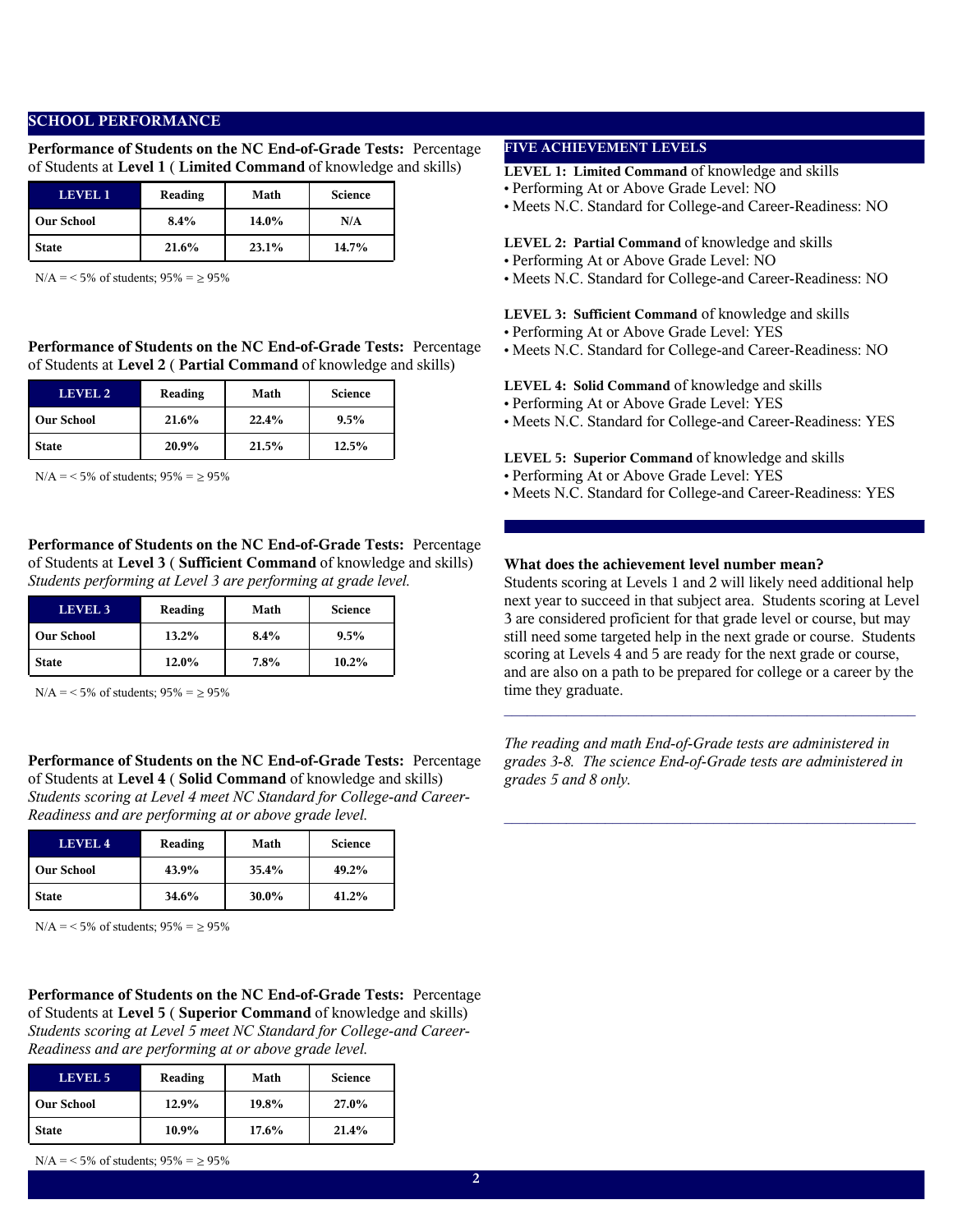## SCHOOL PERFORMANCE

**Performance of Students on the NC End-of-Grade Tests:** Percentage of Students at **Level 1** ( **Limited Command** of knowledge and skills)

| LEVEL 1 | Reading | Math | Science |
|---|---|---|---|
| Our School | 8.4% | 14.0% | N/A |
| State | 21.6% | 23.1% | 14.7% |

N/A = < 5% of students; 95% = ≥ 95%

**Performance of Students on the NC End-of-Grade Tests:** Percentage of Students at **Level 2** ( **Partial Command** of knowledge and skills)

| LEVEL 2 | Reading | Math | Science |
|---|---|---|---|
| Our School | 21.6% | 22.4% | 9.5% |
| State | 20.9% | 21.5% | 12.5% |

N/A = < 5% of students; 95% = ≥ 95%

**Performance of Students on the NC End-of-Grade Tests:** Percentage of Students at **Level 3** ( **Sufficient Command** of knowledge and skills)
*Students performing at Level 3 are performing at grade level.*

| LEVEL 3 | Reading | Math | Science |
|---|---|---|---|
| Our School | 13.2% | 8.4% | 9.5% |
| State | 12.0% | 7.8% | 10.2% |

N/A = < 5% of students; 95% = ≥ 95%

**Performance of Students on the NC End-of-Grade Tests:** Percentage of Students at **Level 4** ( **Solid Command** of knowledge and skills)
*Students scoring at Level 4 meet NC Standard for College-and Career-Readiness and are performing at or above grade level.*

| LEVEL 4 | Reading | Math | Science |
|---|---|---|---|
| Our School | 43.9% | 35.4% | 49.2% |
| State | 34.6% | 30.0% | 41.2% |

N/A = < 5% of students; 95% = ≥ 95%

**Performance of Students on the NC End-of-Grade Tests:** Percentage of Students at **Level 5** ( **Superior Command** of knowledge and skills)
*Students scoring at Level 5 meet NC Standard for College-and Career-Readiness and are performing at or above grade level.*

| LEVEL 5 | Reading | Math | Science |
|---|---|---|---|
| Our School | 12.9% | 19.8% | 27.0% |
| State | 10.9% | 17.6% | 21.4% |

N/A = < 5% of students; 95% = ≥ 95%

### FIVE ACHIEVEMENT LEVELS

**LEVEL 1: Limited Command** of knowledge and skills
- Performing At or Above Grade Level: NO
- Meets N.C. Standard for College-and Career-Readiness: NO

**LEVEL 2: Partial Command** of knowledge and skills
- Performing At or Above Grade Level: NO
- Meets N.C. Standard for College-and Career-Readiness: NO

**LEVEL 3: Sufficient Command** of knowledge and skills
- Performing At or Above Grade Level: YES
- Meets N.C. Standard for College-and Career-Readiness: NO

**LEVEL 4: Solid Command** of knowledge and skills
- Performing At or Above Grade Level: YES
- Meets N.C. Standard for College-and Career-Readiness: YES

**LEVEL 5: Superior Command** of knowledge and skills
- Performing At or Above Grade Level: YES
- Meets N.C. Standard for College-and Career-Readiness: YES

**What does the achievement level number mean?**
Students scoring at Levels 1 and 2 will likely need additional help next year to succeed in that subject area. Students scoring at Level 3 are considered proficient for that grade level or course, but may still need some targeted help in the next grade or course. Students scoring at Levels 4 and 5 are ready for the next grade or course, and are also on a path to be prepared for college or a career by the time they graduate.

---

*The reading and math End-of-Grade tests are administered in grades 3-8. The science End-of-Grade tests are administered in grades 5 and 8 only.*

---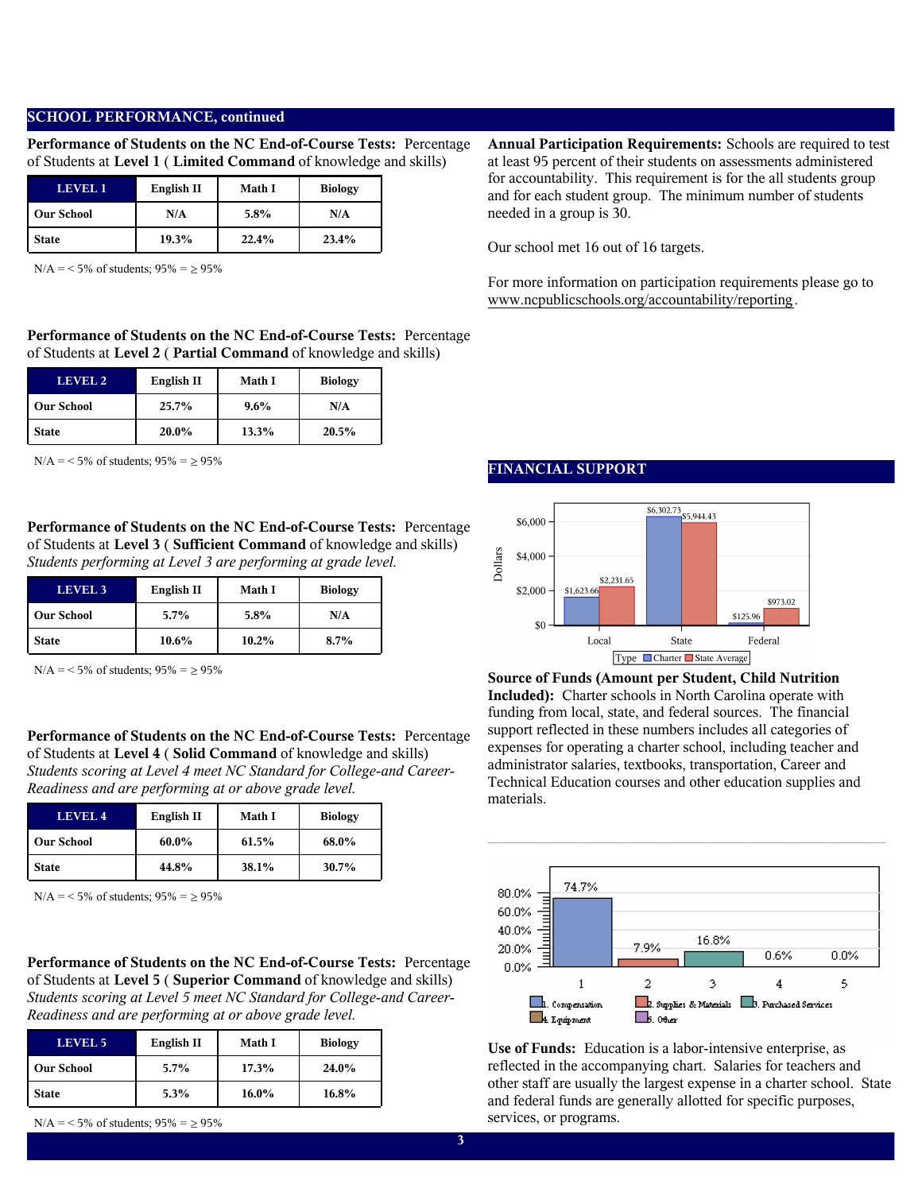## SCHOOL PERFORMANCE, continued

**Performance of Students on the NC End-of-Course Tests:** Percentage of Students at **Level 1** ( **Limited Command** of knowledge and skills)

| LEVEL 1 | English II | Math I | Biology |
|---|---|---|---|
| Our School | N/A | 5.8% | N/A |
| State | 19.3% | 22.4% | 23.4% |

N/A = < 5% of students; 95% = ≥ 95%

**Performance of Students on the NC End-of-Course Tests:** Percentage of Students at **Level 2** ( **Partial Command** of knowledge and skills)

| LEVEL 2 | English II | Math I | Biology |
|---|---|---|---|
| Our School | 25.7% | 9.6% | N/A |
| State | 20.0% | 13.3% | 20.5% |

N/A = < 5% of students; 95% = ≥ 95%

**Performance of Students on the NC End-of-Course Tests:** Percentage of Students at **Level 3** ( **Sufficient Command** of knowledge and skills)
*Students performing at Level 3 are performing at grade level.*

| LEVEL 3 | English II | Math I | Biology |
|---|---|---|---|
| Our School | 5.7% | 5.8% | N/A |
| State | 10.6% | 10.2% | 8.7% |

N/A = < 5% of students; 95% = ≥ 95%

**Performance of Students on the NC End-of-Course Tests:** Percentage of Students at **Level 4** ( **Solid Command** of knowledge and skills)
*Students scoring at Level 4 meet NC Standard for College-and Career-Readiness and are performing at or above grade level.*

| LEVEL 4 | English II | Math I | Biology |
|---|---|---|---|
| Our School | 60.0% | 61.5% | 68.0% |
| State | 44.8% | 38.1% | 30.7% |

N/A = < 5% of students; 95% = ≥ 95%

**Performance of Students on the NC End-of-Course Tests:** Percentage of Students at **Level 5** ( **Superior Command** of knowledge and skills)
*Students scoring at Level 5 meet NC Standard for College-and Career-Readiness and are performing at or above grade level.*

| LEVEL 5 | English II | Math I | Biology |
|---|---|---|---|
| Our School | 5.7% | 17.3% | 24.0% |
| State | 5.3% | 16.0% | 16.8% |

N/A = < 5% of students; 95% = ≥ 95%

**Annual Participation Requirements:** Schools are required to test at least 95 percent of their students on assessments administered for accountability. This requirement is for the all students group and for each student group. The minimum number of students needed in a group is 30.

Our school met 16 out of 16 targets.

For more information on participation requirements please go to www.ncpublicschools.org/accountability/reporting.

## FINANCIAL SUPPORT

| Type | Local | State | Federal |
|---|---|---|---|
| Charter | $1,623.66 | $6,302.73 | $125.96 |
| State Average | $2,231.65 | $5,944.43 | $973.02 |

**Source of Funds (Amount per Student, Child Nutrition Included):** Charter schools in North Carolina operate with funding from local, state, and federal sources. The financial support reflected in these numbers includes all categories of expenses for operating a charter school, including teacher and administrator salaries, textbooks, transportation, Career and Technical Education courses and other education supplies and materials.

| Category | Percent |
|---|---|
| 1. Compensation | 74.7% |
| 2. Supplies & Materials | 7.9% |
| 3. Purchased Services | 16.8% |
| 4. Equipment | 0.6% |
| 5. Other | 0.0% |

**Use of Funds:** Education is a labor-intensive enterprise, as reflected in the accompanying chart. Salaries for teachers and other staff are usually the largest expense in a charter school. State and federal funds are generally allotted for specific purposes, services, or programs.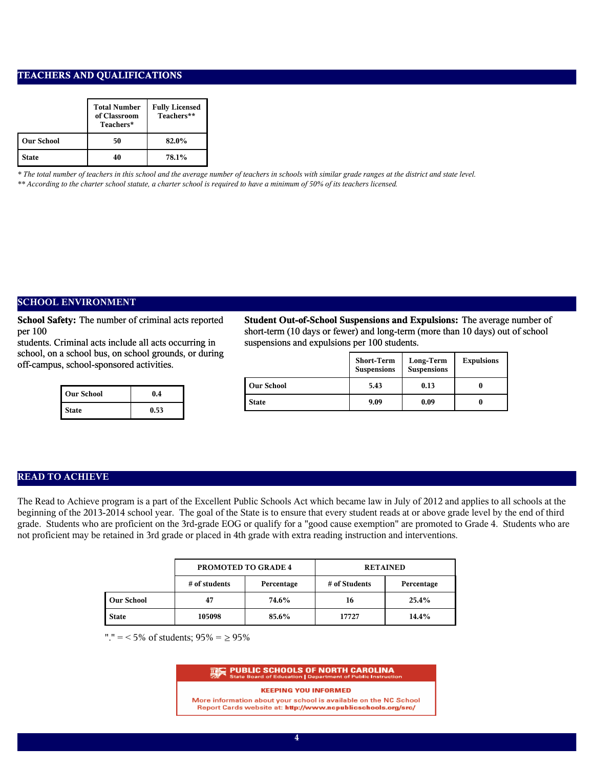## TEACHERS AND QUALIFICATIONS

| | Total Number of Classroom Teachers* | Fully Licensed Teachers** |
|---|---|---|
| Our School | 50 | 82.0% |
| State | 40 | 78.1% |

*\* The total number of teachers in this school and the average number of teachers in schools with similar grade ranges at the district and state level.*
*\*\* According to the charter school statute, a charter school is required to have a minimum of 50% of its teachers licensed.*

## SCHOOL ENVIRONMENT

**School Safety:** The number of criminal acts reported per 100 students. Criminal acts include all acts occurring in school, on a school bus, on school grounds, or during off-campus, school-sponsored activities.

| | |
|---|---|
| Our School | 0.4 |
| State | 0.53 |

**Student Out-of-School Suspensions and Expulsions:** The average number of short-term (10 days or fewer) and long-term (more than 10 days) out of school suspensions and expulsions per 100 students.

| | Short-Term Suspensions | Long-Term Suspensions | Expulsions |
|---|---|---|---|
| Our School | 5.43 | 0.13 | 0 |
| State | 9.09 | 0.09 | 0 |

## READ TO ACHIEVE

The Read to Achieve program is a part of the Excellent Public Schools Act which became law in July of 2012 and applies to all schools at the beginning of the 2013-2014 school year. The goal of the State is to ensure that every student reads at or above grade level by the end of third grade. Students who are proficient on the 3rd-grade EOG or qualify for a "good cause exemption" are promoted to Grade 4. Students who are not proficient may be retained in 3rd grade or placed in 4th grade with extra reading instruction and interventions.

| | PROMOTED TO GRADE 4 | | RETAINED | |
|---|---|---|---|---|
| | # of students | Percentage | # of Students | Percentage |
| Our School | 47 | 74.6% | 16 | 25.4% |
| State | 105098 | 85.6% | 17727 | 14.4% |

"." = < 5% of students; 95% = ≥ 95%

**PUBLIC SCHOOLS OF NORTH CAROLINA**
State Board of Education | Department of Public Instruction

**KEEPING YOU INFORMED**

More information about your school is available on the NC School Report Cards website at: **http://www.ncpublicschools.org/src/**